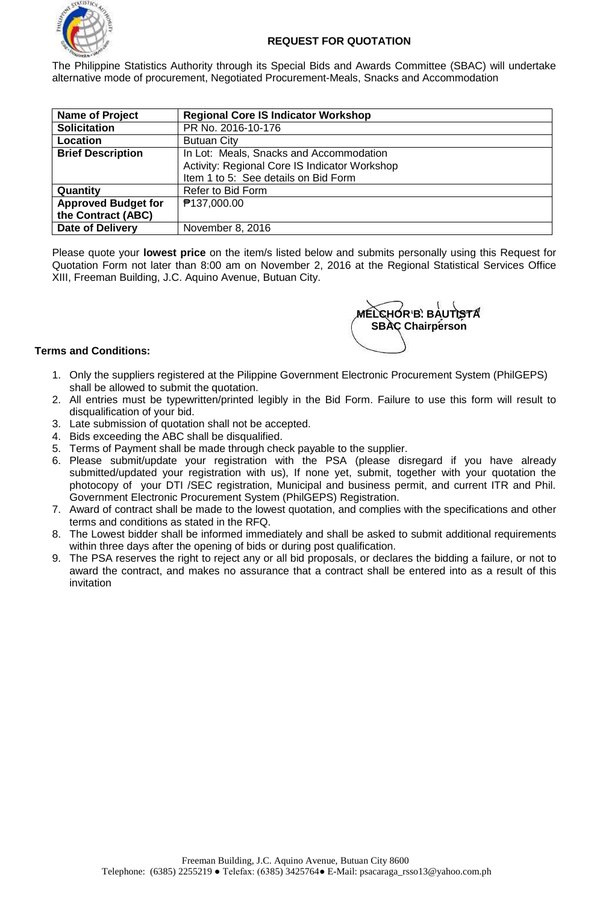# REQUEST FOR QUOTATION

The Philippine Statistics Authority through its Special Bids and Awards Committee (SBAC) will undertake alternative mode of procurement, Negotiated Procurement-Meals, Snacks and Accommodation

| **Name of Project** | **Regional Core IS Indicator Workshop** |
|---|---|
| **Solicitation** | PR No. 2016-10-176 |
| **Location** | Butuan City |
| **Brief Description** | In Lot: Meals, Snacks and Accommodation<br>Activity: Regional Core IS Indicator Workshop<br>Item 1 to 5: See details on Bid Form |
| **Quantity** | Refer to Bid Form |
| **Approved Budget for the Contract (ABC)** | ₱137,000.00 |
| **Date of Delivery** | November 8, 2016 |

Please quote your **lowest price** on the item/s listed below and submits personally using this Request for Quotation Form not later than 8:00 am on November 2, 2016 at the Regional Statistical Services Office XIII, Freeman Building, J.C. Aquino Avenue, Butuan City.

**MELCHOR B. BAUTISTA**
**SBAC Chairperson**

**Terms and Conditions:**

1. Only the suppliers registered at the Pilippine Government Electronic Procurement System (PhilGEPS) shall be allowed to submit the quotation.
2. All entries must be typewritten/printed legibly in the Bid Form. Failure to use this form will result to disqualification of your bid.
3. Late submission of quotation shall not be accepted.
4. Bids exceeding the ABC shall be disqualified.
5. Terms of Payment shall be made through check payable to the supplier.
6. Please submit/update your registration with the PSA (please disregard if you have already submitted/updated your registration with us), If none yet, submit, together with your quotation the photocopy of your DTI /SEC registration, Municipal and business permit, and current ITR and Phil. Government Electronic Procurement System (PhilGEPS) Registration.
7. Award of contract shall be made to the lowest quotation, and complies with the specifications and other terms and conditions as stated in the RFQ.
8. The Lowest bidder shall be informed immediately and shall be asked to submit additional requirements within three days after the opening of bids or during post qualification.
9. The PSA reserves the right to reject any or all bid proposals, or declares the bidding a failure, or not to award the contract, and makes no assurance that a contract shall be entered into as a result of this invitation

Freeman Building, J.C. Aquino Avenue, Butuan City 8600
Telephone: (6385) 2255219 ● Telefax: (6385) 3425764● E-Mail: psacaraga_rsso13@yahoo.com.ph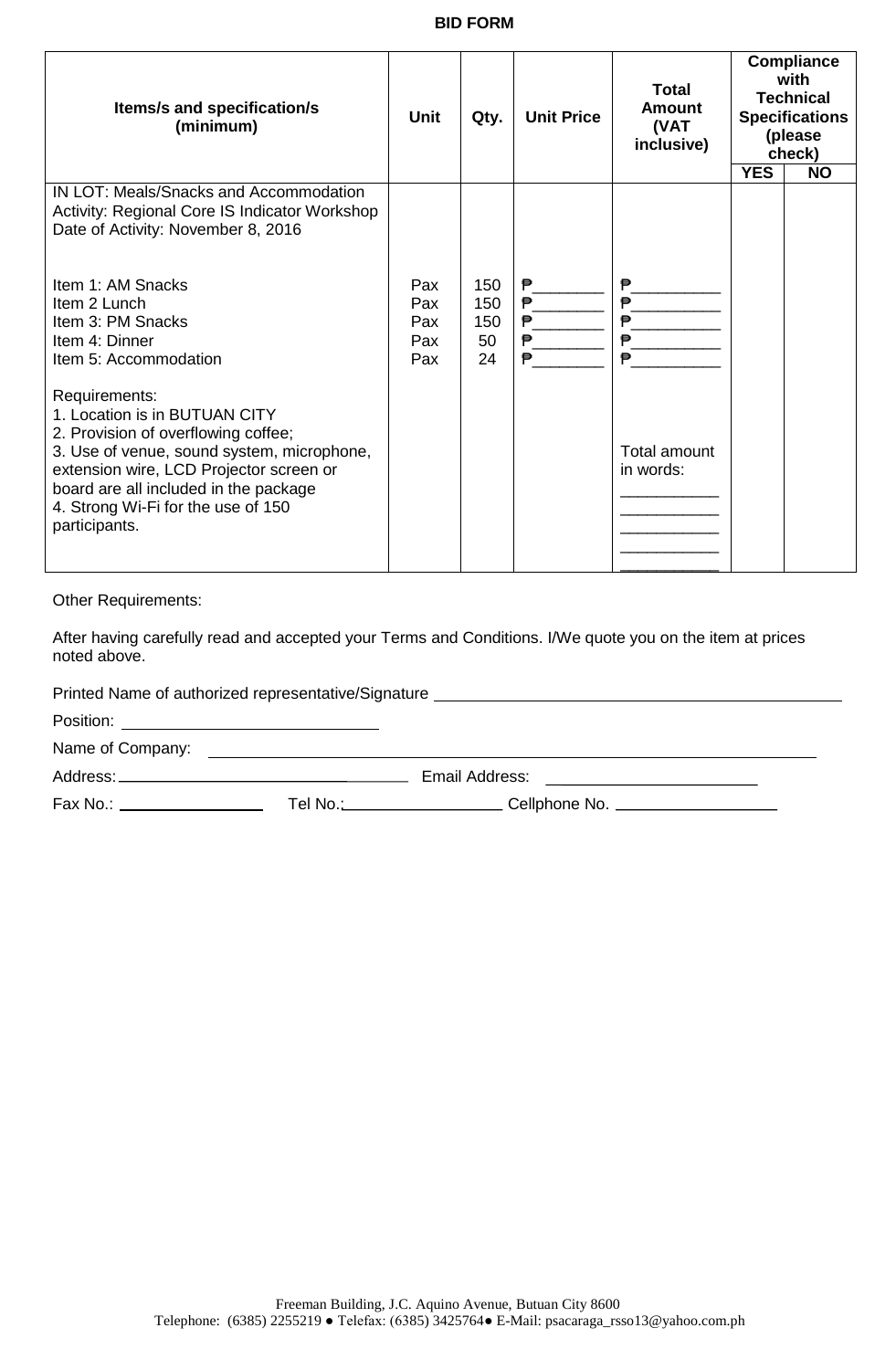**BID FORM**

| Items/s and specification/s (minimum) | Unit | Qty. | Unit Price | Total Amount (VAT inclusive) | Compliance with Technical Specifications (please check) | |
|---|---|---|---|---|---|---|
| | | | | | YES | NO |
| IN LOT: Meals/Snacks and Accommodation<br>Activity: Regional Core IS Indicator Workshop<br>Date of Activity: November 8, 2016 | | | | | | |
| Item 1: AM Snacks | Pax | 150 | ₱________ | ₱__________ | | |
| Item 2 Lunch | Pax | 150 | ₱________ | ₱__________ | | |
| Item 3: PM Snacks | Pax | 150 | ₱________ | ₱__________ | | |
| Item 4: Dinner | Pax | 50 | ₱________ | ₱__________ | | |
| Item 5: Accommodation | Pax | 24 | ₱________ | ₱__________ | | |
| Requirements:<br>1. Location is in BUTUAN CITY<br>2. Provision of overflowing coffee;<br>3. Use of venue, sound system, microphone, extension wire, LCD Projector screen or board are all included in the package<br>4. Strong Wi-Fi for the use of 150 participants. | | | | Total amount in words:<br>___________<br>___________<br>___________<br>___________<br>___________ | | |

Other Requirements:

After having carefully read and accepted your Terms and Conditions. I/We quote you on the item at prices noted above.

Printed Name of authorized representative/Signature ______________________________

Position: ______________________

Name of Company: ______________________________________________

Address: ______________________ Email Address: ____________________

Fax No.: ______________ Tel No.: ______________ Cellphone No. ______________

Freeman Building, J.C. Aquino Avenue, Butuan City 8600
Telephone: (6385) 2255219 ● Telefax: (6385) 3425764● E-Mail: psacaraga_rsso13@yahoo.com.ph